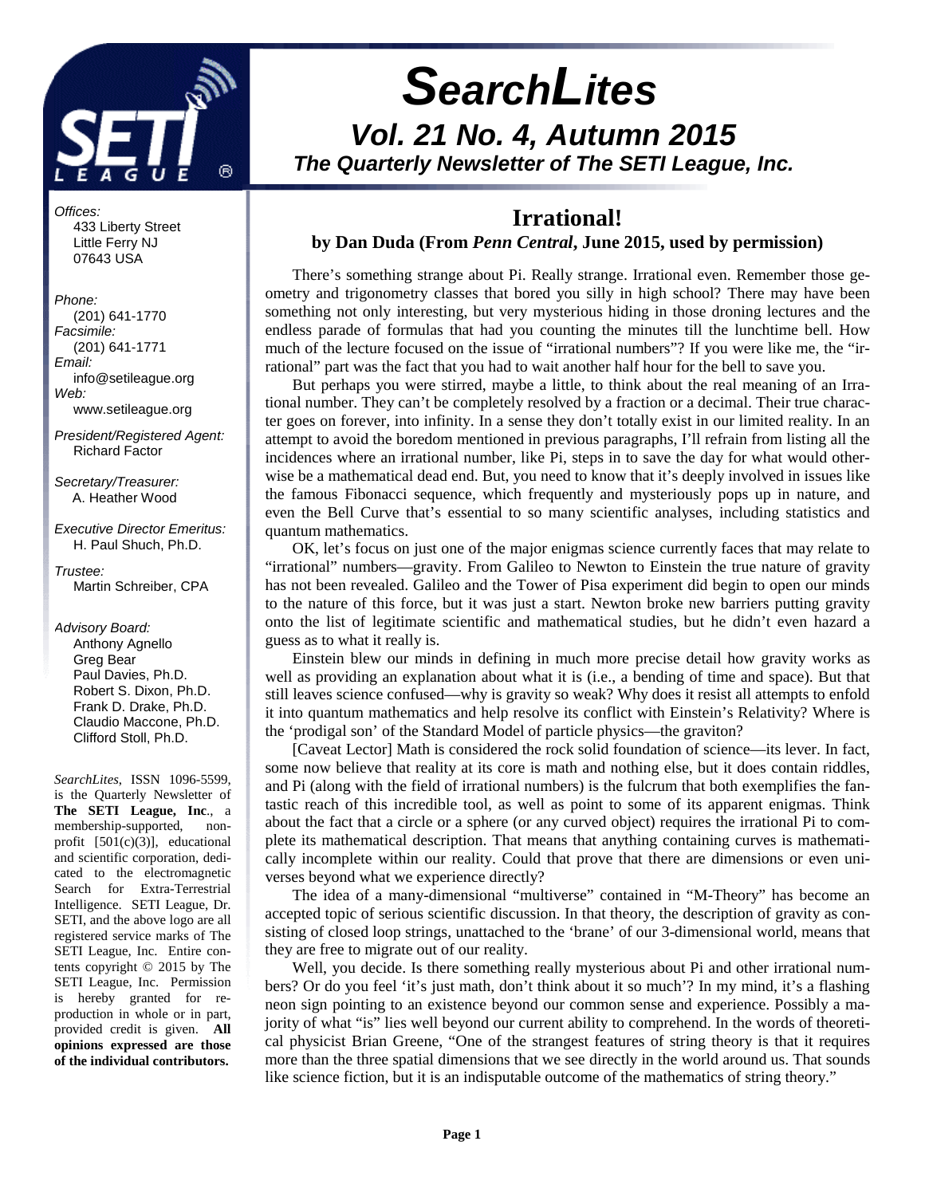# SearchLites

## Vol. 21 No. 4, Autumn 2015

### The Quarterly Newsletter of The SETI League, Inc.

*Offices:*
433 Liberty Street
Little Ferry NJ
07643 USA

*Phone:*
(201) 641-1770
*Facsimile:*
(201) 641-1771
*Email:*
info@setileague.org
*Web:*
www.setileague.org

*President/Registered Agent:*
Richard Factor

*Secretary/Treasurer:*
A. Heather Wood

*Executive Director Emeritus:*
H. Paul Shuch, Ph.D.

*Trustee:*
Martin Schreiber, CPA

*Advisory Board:*
Anthony Agnello
Greg Bear
Paul Davies, Ph.D.
Robert S. Dixon, Ph.D.
Frank D. Drake, Ph.D.
Claudio Maccone, Ph.D.
Clifford Stoll, Ph.D.

*SearchLites*, ISSN 1096-5599, is the Quarterly Newsletter of **The SETI League, Inc**., a membership-supported, non-profit [501(c)(3)], educational and scientific corporation, dedicated to the electromagnetic Search for Extra-Terrestrial Intelligence. SETI League, Dr. SETI, and the above logo are all registered service marks of The SETI League, Inc. Entire contents copyright © 2015 by The SETI League, Inc. Permission is hereby granted for reproduction in whole or in part, provided credit is given. **All opinions expressed are those of the individual contributors.**

## Irrational!

**by Dan Duda (From *Penn Central*, June 2015, used by permission)**

There's something strange about Pi. Really strange. Irrational even. Remember those geometry and trigonometry classes that bored you silly in high school? There may have been something not only interesting, but very mysterious hiding in those droning lectures and the endless parade of formulas that had you counting the minutes till the lunchtime bell. How much of the lecture focused on the issue of "irrational numbers"? If you were like me, the "irrational" part was the fact that you had to wait another half hour for the bell to save you.

But perhaps you were stirred, maybe a little, to think about the real meaning of an Irrational number. They can't be completely resolved by a fraction or a decimal. Their true character goes on forever, into infinity. In a sense they don't totally exist in our limited reality. In an attempt to avoid the boredom mentioned in previous paragraphs, I'll refrain from listing all the incidences where an irrational number, like Pi, steps in to save the day for what would otherwise be a mathematical dead end. But, you need to know that it's deeply involved in issues like the famous Fibonacci sequence, which frequently and mysteriously pops up in nature, and even the Bell Curve that's essential to so many scientific analyses, including statistics and quantum mathematics.

OK, let's focus on just one of the major enigmas science currently faces that may relate to "irrational" numbers—gravity. From Galileo to Newton to Einstein the true nature of gravity has not been revealed. Galileo and the Tower of Pisa experiment did begin to open our minds to the nature of this force, but it was just a start. Newton broke new barriers putting gravity onto the list of legitimate scientific and mathematical studies, but he didn't even hazard a guess as to what it really is.

Einstein blew our minds in defining in much more precise detail how gravity works as well as providing an explanation about what it is (i.e., a bending of time and space). But that still leaves science confused—why is gravity so weak? Why does it resist all attempts to enfold it into quantum mathematics and help resolve its conflict with Einstein's Relativity? Where is the 'prodigal son' of the Standard Model of particle physics—the graviton?

[Caveat Lector] Math is considered the rock solid foundation of science—its lever. In fact, some now believe that reality at its core is math and nothing else, but it does contain riddles, and Pi (along with the field of irrational numbers) is the fulcrum that both exemplifies the fantastic reach of this incredible tool, as well as point to some of its apparent enigmas. Think about the fact that a circle or a sphere (or any curved object) requires the irrational Pi to complete its mathematical description. That means that anything containing curves is mathematically incomplete within our reality. Could that prove that there are dimensions or even universes beyond what we experience directly?

The idea of a many-dimensional "multiverse" contained in "M-Theory" has become an accepted topic of serious scientific discussion. In that theory, the description of gravity as consisting of closed loop strings, unattached to the 'brane' of our 3-dimensional world, means that they are free to migrate out of our reality.

Well, you decide. Is there something really mysterious about Pi and other irrational numbers? Or do you feel 'it's just math, don't think about it so much'? In my mind, it's a flashing neon sign pointing to an existence beyond our common sense and experience. Possibly a majority of what "is" lies well beyond our current ability to comprehend. In the words of theoretical physicist Brian Greene, "One of the strangest features of string theory is that it requires more than the three spatial dimensions that we see directly in the world around us. That sounds like science fiction, but it is an indisputable outcome of the mathematics of string theory."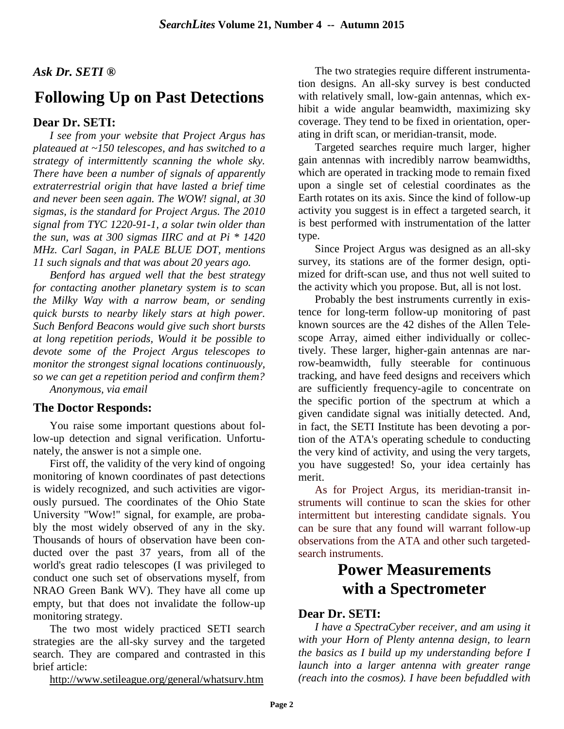*Ask Dr. SETI ®*

# Following Up on Past Detections

## Dear Dr. SETI:

*I see from your website that Project Argus has plateaued at ~150 telescopes, and has switched to a strategy of intermittently scanning the whole sky. There have been a number of signals of apparently extraterrestrial origin that have lasted a brief time and never been seen again. The WOW! signal, at 30 sigmas, is the standard for Project Argus. The 2010 signal from TYC 1220-91-1, a solar twin older than the sun, was at 300 sigmas IIRC and at Pi * 1420 MHz. Carl Sagan, in PALE BLUE DOT, mentions 11 such signals and that was about 20 years ago.*

*Benford has argued well that the best strategy for contacting another planetary system is to scan the Milky Way with a narrow beam, or sending quick bursts to nearby likely stars at high power. Such Benford Beacons would give such short bursts at long repetition periods, Would it be possible to devote some of the Project Argus telescopes to monitor the strongest signal locations continuously, so we can get a repetition period and confirm them?*

*Anonymous, via email*

## The Doctor Responds:

You raise some important questions about follow-up detection and signal verification. Unfortunately, the answer is not a simple one.

First off, the validity of the very kind of ongoing monitoring of known coordinates of past detections is widely recognized, and such activities are vigorously pursued. The coordinates of the Ohio State University "Wow!" signal, for example, are probably the most widely observed of any in the sky. Thousands of hours of observation have been conducted over the past 37 years, from all of the world's great radio telescopes (I was privileged to conduct one such set of observations myself, from NRAO Green Bank WV). They have all come up empty, but that does not invalidate the follow-up monitoring strategy.

The two most widely practiced SETI search strategies are the all-sky survey and the targeted search. They are compared and contrasted in this brief article:

http://www.setileague.org/general/whatsurv.htm

The two strategies require different instrumentation designs. An all-sky survey is best conducted with relatively small, low-gain antennas, which exhibit a wide angular beamwidth, maximizing sky coverage. They tend to be fixed in orientation, operating in drift scan, or meridian-transit, mode.

Targeted searches require much larger, higher gain antennas with incredibly narrow beamwidths, which are operated in tracking mode to remain fixed upon a single set of celestial coordinates as the Earth rotates on its axis. Since the kind of follow-up activity you suggest is in effect a targeted search, it is best performed with instrumentation of the latter type.

Since Project Argus was designed as an all-sky survey, its stations are of the former design, optimized for drift-scan use, and thus not well suited to the activity which you propose. But, all is not lost.

Probably the best instruments currently in existence for long-term follow-up monitoring of past known sources are the 42 dishes of the Allen Telescope Array, aimed either individually or collectively. These larger, higher-gain antennas are narrow-beamwidth, fully steerable for continuous tracking, and have feed designs and receivers which are sufficiently frequency-agile to concentrate on the specific portion of the spectrum at which a given candidate signal was initially detected. And, in fact, the SETI Institute has been devoting a portion of the ATA's operating schedule to conducting the very kind of activity, and using the very targets, you have suggested! So, your idea certainly has merit.

As for Project Argus, its meridian-transit instruments will continue to scan the skies for other intermittent but interesting candidate signals. You can be sure that any found will warrant follow-up observations from the ATA and other such targeted-search instruments.

# Power Measurements with a Spectrometer

## Dear Dr. SETI:

*I have a SpectraCyber receiver, and am using it with your Horn of Plenty antenna design, to learn the basics as I build up my understanding before I launch into a larger antenna with greater range (reach into the cosmos). I have been befuddled with*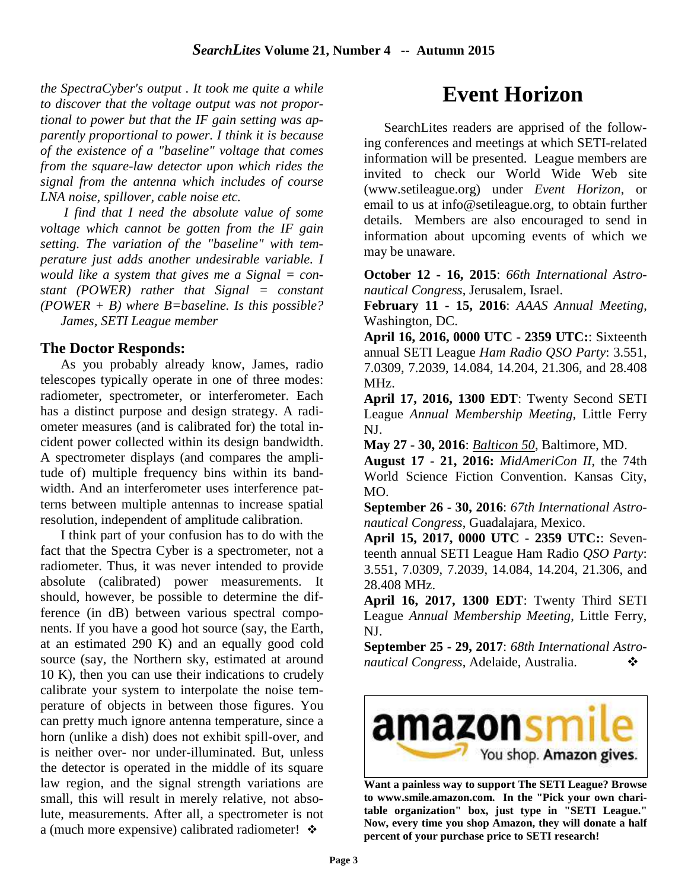*the SpectraCyber's output . It took me quite a while to discover that the voltage output was not proportional to power but that the IF gain setting was apparently proportional to power. I think it is because of the existence of a "baseline" voltage that comes from the square-law detector upon which rides the signal from the antenna which includes of course LNA noise, spillover, cable noise etc.*

*I find that I need the absolute value of some voltage which cannot be gotten from the IF gain setting. The variation of the "baseline" with temperature just adds another undesirable variable. I would like a system that gives me a Signal = constant (POWER) rather that Signal = constant (POWER + B) where B=baseline. Is this possible?*
*James, SETI League member*

### The Doctor Responds:

As you probably already know, James, radio telescopes typically operate in one of three modes: radiometer, spectrometer, or interferometer. Each has a distinct purpose and design strategy. A radiometer measures (and is calibrated for) the total incident power collected within its design bandwidth. A spectrometer displays (and compares the amplitude of) multiple frequency bins within its bandwidth. And an interferometer uses interference patterns between multiple antennas to increase spatial resolution, independent of amplitude calibration.

I think part of your confusion has to do with the fact that the Spectra Cyber is a spectrometer, not a radiometer. Thus, it was never intended to provide absolute (calibrated) power measurements. It should, however, be possible to determine the difference (in dB) between various spectral components. If you have a good hot source (say, the Earth, at an estimated 290 K) and an equally good cold source (say, the Northern sky, estimated at around 10 K), then you can use their indications to crudely calibrate your system to interpolate the noise temperature of objects in between those figures. You can pretty much ignore antenna temperature, since a horn (unlike a dish) does not exhibit spill-over, and is neither over- nor under-illuminated. But, unless the detector is operated in the middle of its square law region, and the signal strength variations are small, this will result in merely relative, not absolute, measurements. After all, a spectrometer is not a (much more expensive) calibrated radiometer! ❖

# Event Horizon

SearchLites readers are apprised of the following conferences and meetings at which SETI-related information will be presented. League members are invited to check our World Wide Web site (www.setileague.org) under *Event Horizon*, or email to us at info@setileague.org, to obtain further details. Members are also encouraged to send in information about upcoming events of which we may be unaware.

**October 12 - 16, 2015**: *66th International Astronautical Congress*, Jerusalem, Israel.

**February 11 - 15, 2016**: *AAAS Annual Meeting*, Washington, DC.

**April 16, 2016, 0000 UTC - 2359 UTC:**: Sixteenth annual SETI League *Ham Radio QSO Party*: 3.551, 7.0309, 7.2039, 14.084, 14.204, 21.306, and 28.408 MHz.

**April 17, 2016, 1300 EDT**: Twenty Second SETI League *Annual Membership Meeting*, Little Ferry NJ.

**May 27 - 30, 2016**: *Balticon 50*, Baltimore, MD.

**August 17 - 21, 2016:** *MidAmeriCon II*, the 74th World Science Fiction Convention. Kansas City, MO.

**September 26 - 30, 2016**: *67th International Astronautical Congress*, Guadalajara, Mexico.

**April 15, 2017, 0000 UTC - 2359 UTC:**: Seventeenth annual SETI League Ham Radio *QSO Party*: 3.551, 7.0309, 7.2039, 14.084, 14.204, 21.306, and 28.408 MHz.

**April 16, 2017, 1300 EDT**: Twenty Third SETI League *Annual Membership Meeting*, Little Ferry, NJ.

**September 25 - 29, 2017**: *68th International Astronautical Congress*, Adelaide, Australia. ❖

amazonsmile — You shop. Amazon gives.

**Want a painless way to support The SETI League? Browse to www.smile.amazon.com. In the "Pick your own charitable organization" box, just type in "SETI League." Now, every time you shop Amazon, they will donate a half percent of your purchase price to SETI research!**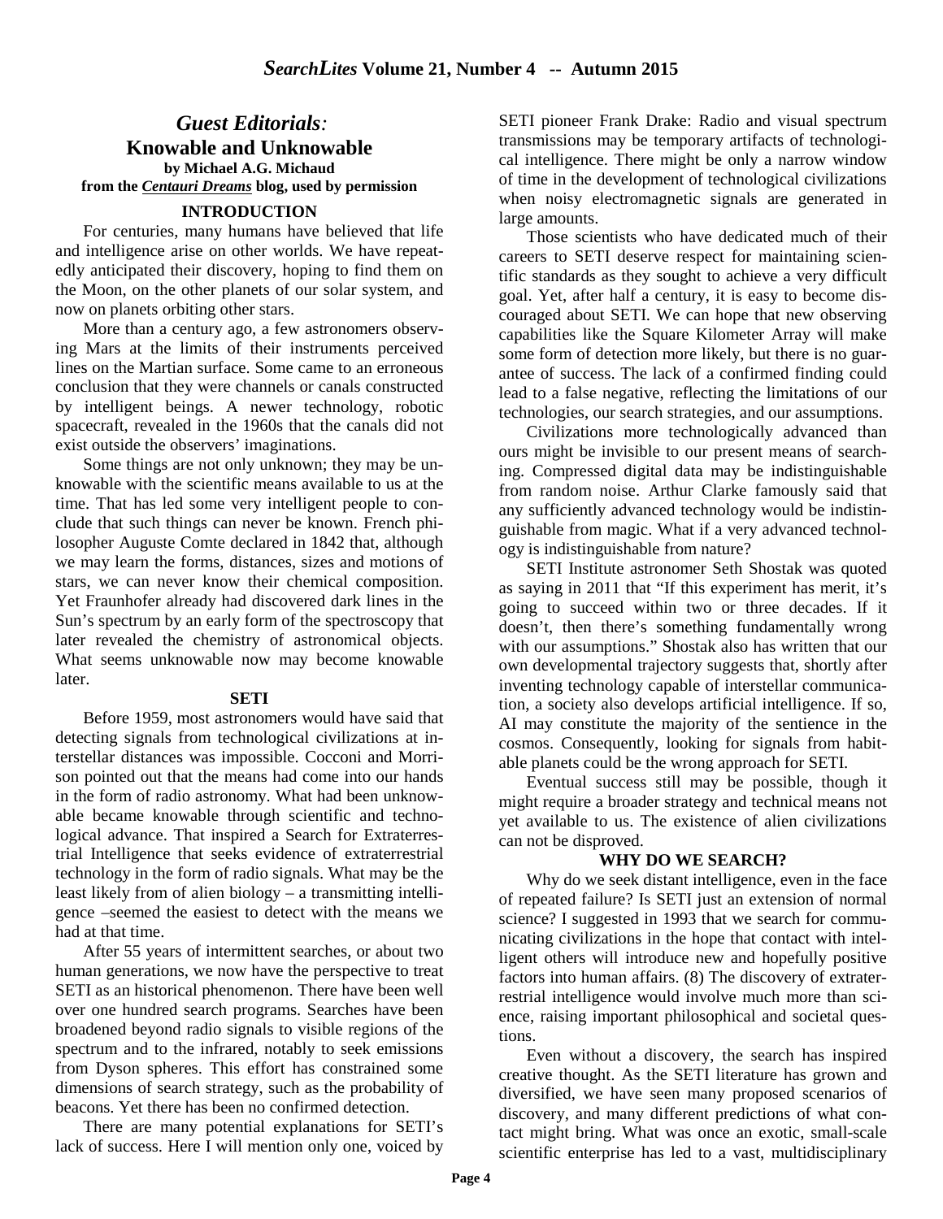## *Guest Editorials:*

# Knowable and Unknowable

**by Michael A.G. Michaud**

**from the *Centauri Dreams* blog, used by permission**

### INTRODUCTION

For centuries, many humans have believed that life and intelligence arise on other worlds. We have repeatedly anticipated their discovery, hoping to find them on the Moon, on the other planets of our solar system, and now on planets orbiting other stars.

More than a century ago, a few astronomers observing Mars at the limits of their instruments perceived lines on the Martian surface. Some came to an erroneous conclusion that they were channels or canals constructed by intelligent beings. A newer technology, robotic spacecraft, revealed in the 1960s that the canals did not exist outside the observers' imaginations.

Some things are not only unknown; they may be unknowable with the scientific means available to us at the time. That has led some very intelligent people to conclude that such things can never be known. French philosopher Auguste Comte declared in 1842 that, although we may learn the forms, distances, sizes and motions of stars, we can never know their chemical composition. Yet Fraunhofer already had discovered dark lines in the Sun's spectrum by an early form of the spectroscopy that later revealed the chemistry of astronomical objects. What seems unknowable now may become knowable later.

### SETI

Before 1959, most astronomers would have said that detecting signals from technological civilizations at interstellar distances was impossible. Cocconi and Morrison pointed out that the means had come into our hands in the form of radio astronomy. What had been unknowable became knowable through scientific and technological advance. That inspired a Search for Extraterrestrial Intelligence that seeks evidence of extraterrestrial technology in the form of radio signals. What may be the least likely from of alien biology – a transmitting intelligence –seemed the easiest to detect with the means we had at that time.

After 55 years of intermittent searches, or about two human generations, we now have the perspective to treat SETI as an historical phenomenon. There have been well over one hundred search programs. Searches have been broadened beyond radio signals to visible regions of the spectrum and to the infrared, notably to seek emissions from Dyson spheres. This effort has constrained some dimensions of search strategy, such as the probability of beacons. Yet there has been no confirmed detection.

There are many potential explanations for SETI's lack of success. Here I will mention only one, voiced by SETI pioneer Frank Drake: Radio and visual spectrum transmissions may be temporary artifacts of technological intelligence. There might be only a narrow window of time in the development of technological civilizations when noisy electromagnetic signals are generated in large amounts.

Those scientists who have dedicated much of their careers to SETI deserve respect for maintaining scientific standards as they sought to achieve a very difficult goal. Yet, after half a century, it is easy to become discouraged about SETI. We can hope that new observing capabilities like the Square Kilometer Array will make some form of detection more likely, but there is no guarantee of success. The lack of a confirmed finding could lead to a false negative, reflecting the limitations of our technologies, our search strategies, and our assumptions.

Civilizations more technologically advanced than ours might be invisible to our present means of searching. Compressed digital data may be indistinguishable from random noise. Arthur Clarke famously said that any sufficiently advanced technology would be indistinguishable from magic. What if a very advanced technology is indistinguishable from nature?

SETI Institute astronomer Seth Shostak was quoted as saying in 2011 that "If this experiment has merit, it's going to succeed within two or three decades. If it doesn't, then there's something fundamentally wrong with our assumptions." Shostak also has written that our own developmental trajectory suggests that, shortly after inventing technology capable of interstellar communication, a society also develops artificial intelligence. If so, AI may constitute the majority of the sentience in the cosmos. Consequently, looking for signals from habitable planets could be the wrong approach for SETI.

Eventual success still may be possible, though it might require a broader strategy and technical means not yet available to us. The existence of alien civilizations can not be disproved.

### WHY DO WE SEARCH?

Why do we seek distant intelligence, even in the face of repeated failure? Is SETI just an extension of normal science? I suggested in 1993 that we search for communicating civilizations in the hope that contact with intelligent others will introduce new and hopefully positive factors into human affairs. (8) The discovery of extraterrestrial intelligence would involve much more than science, raising important philosophical and societal questions.

Even without a discovery, the search has inspired creative thought. As the SETI literature has grown and diversified, we have seen many proposed scenarios of discovery, and many different predictions of what contact might bring. What was once an exotic, small-scale scientific enterprise has led to a vast, multidisciplinary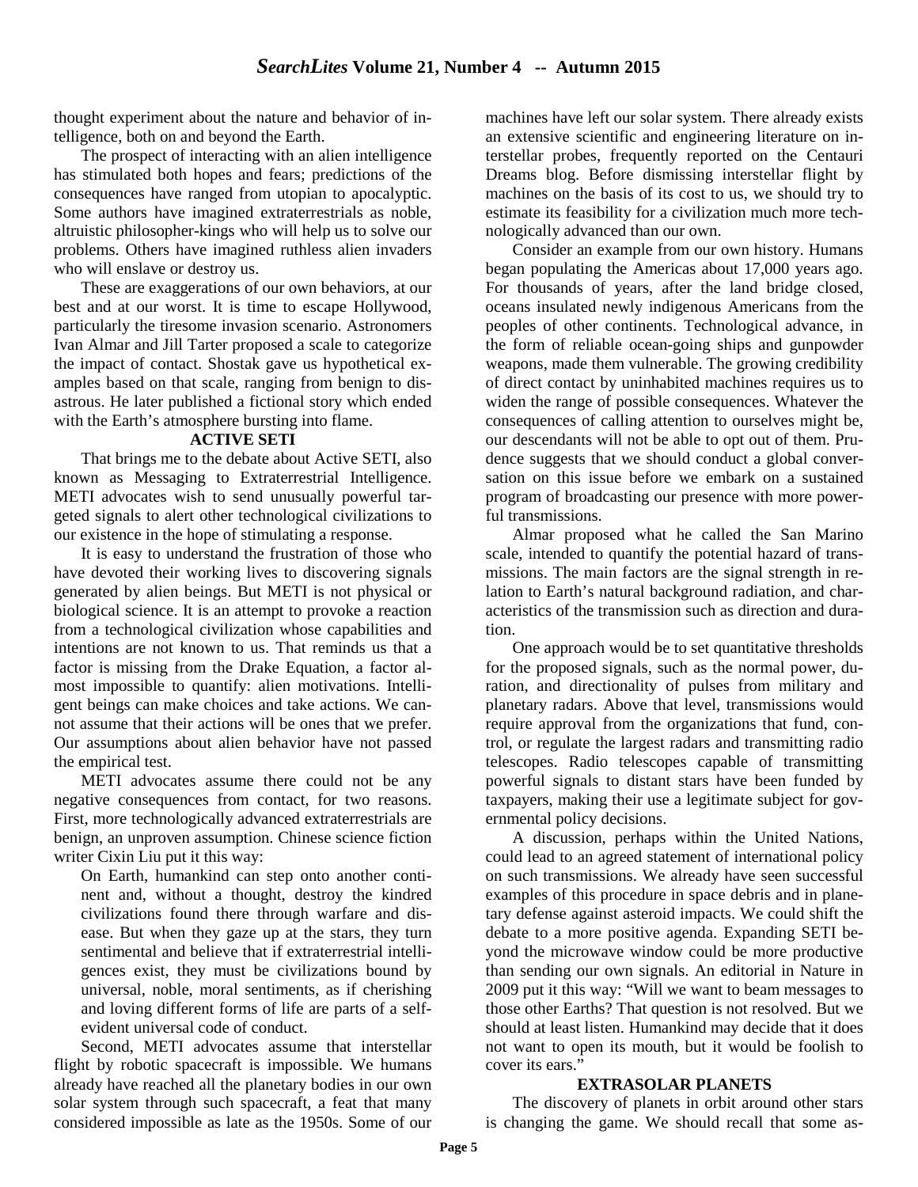thought experiment about the nature and behavior of intelligence, both on and beyond the Earth.

The prospect of interacting with an alien intelligence has stimulated both hopes and fears; predictions of the consequences have ranged from utopian to apocalyptic. Some authors have imagined extraterrestrials as noble, altruistic philosopher-kings who will help us to solve our problems. Others have imagined ruthless alien invaders who will enslave or destroy us.

These are exaggerations of our own behaviors, at our best and at our worst. It is time to escape Hollywood, particularly the tiresome invasion scenario. Astronomers Ivan Almar and Jill Tarter proposed a scale to categorize the impact of contact. Shostak gave us hypothetical examples based on that scale, ranging from benign to disastrous. He later published a fictional story which ended with the Earth's atmosphere bursting into flame.

**ACTIVE SETI**

That brings me to the debate about Active SETI, also known as Messaging to Extraterrestrial Intelligence. METI advocates wish to send unusually powerful targeted signals to alert other technological civilizations to our existence in the hope of stimulating a response.

It is easy to understand the frustration of those who have devoted their working lives to discovering signals generated by alien beings. But METI is not physical or biological science. It is an attempt to provoke a reaction from a technological civilization whose capabilities and intentions are not known to us. That reminds us that a factor is missing from the Drake Equation, a factor almost impossible to quantify: alien motivations. Intelligent beings can make choices and take actions. We cannot assume that their actions will be ones that we prefer. Our assumptions about alien behavior have not passed the empirical test.

METI advocates assume there could not be any negative consequences from contact, for two reasons. First, more technologically advanced extraterrestrials are benign, an unproven assumption. Chinese science fiction writer Cixin Liu put it this way:

> On Earth, humankind can step onto another continent and, without a thought, destroy the kindred civilizations found there through warfare and disease. But when they gaze up at the stars, they turn sentimental and believe that if extraterrestrial intelligences exist, they must be civilizations bound by universal, noble, moral sentiments, as if cherishing and loving different forms of life are parts of a self-evident universal code of conduct.

Second, METI advocates assume that interstellar flight by robotic spacecraft is impossible. We humans already have reached all the planetary bodies in our own solar system through such spacecraft, a feat that many considered impossible as late as the 1950s. Some of our machines have left our solar system. There already exists an extensive scientific and engineering literature on interstellar probes, frequently reported on the Centauri Dreams blog. Before dismissing interstellar flight by machines on the basis of its cost to us, we should try to estimate its feasibility for a civilization much more technologically advanced than our own.

Consider an example from our own history. Humans began populating the Americas about 17,000 years ago. For thousands of years, after the land bridge closed, oceans insulated newly indigenous Americans from the peoples of other continents. Technological advance, in the form of reliable ocean-going ships and gunpowder weapons, made them vulnerable. The growing credibility of direct contact by uninhabited machines requires us to widen the range of possible consequences. Whatever the consequences of calling attention to ourselves might be, our descendants will not be able to opt out of them. Prudence suggests that we should conduct a global conversation on this issue before we embark on a sustained program of broadcasting our presence with more powerful transmissions.

Almar proposed what he called the San Marino scale, intended to quantify the potential hazard of transmissions. The main factors are the signal strength in relation to Earth's natural background radiation, and characteristics of the transmission such as direction and duration.

One approach would be to set quantitative thresholds for the proposed signals, such as the normal power, duration, and directionality of pulses from military and planetary radars. Above that level, transmissions would require approval from the organizations that fund, control, or regulate the largest radars and transmitting radio telescopes. Radio telescopes capable of transmitting powerful signals to distant stars have been funded by taxpayers, making their use a legitimate subject for governmental policy decisions.

A discussion, perhaps within the United Nations, could lead to an agreed statement of international policy on such transmissions. We already have seen successful examples of this procedure in space debris and in planetary defense against asteroid impacts. We could shift the debate to a more positive agenda. Expanding SETI beyond the microwave window could be more productive than sending our own signals. An editorial in Nature in 2009 put it this way: "Will we want to beam messages to those other Earths? That question is not resolved. But we should at least listen. Humankind may decide that it does not want to open its mouth, but it would be foolish to cover its ears."

**EXTRASOLAR PLANETS**

The discovery of planets in orbit around other stars is changing the game. We should recall that some as-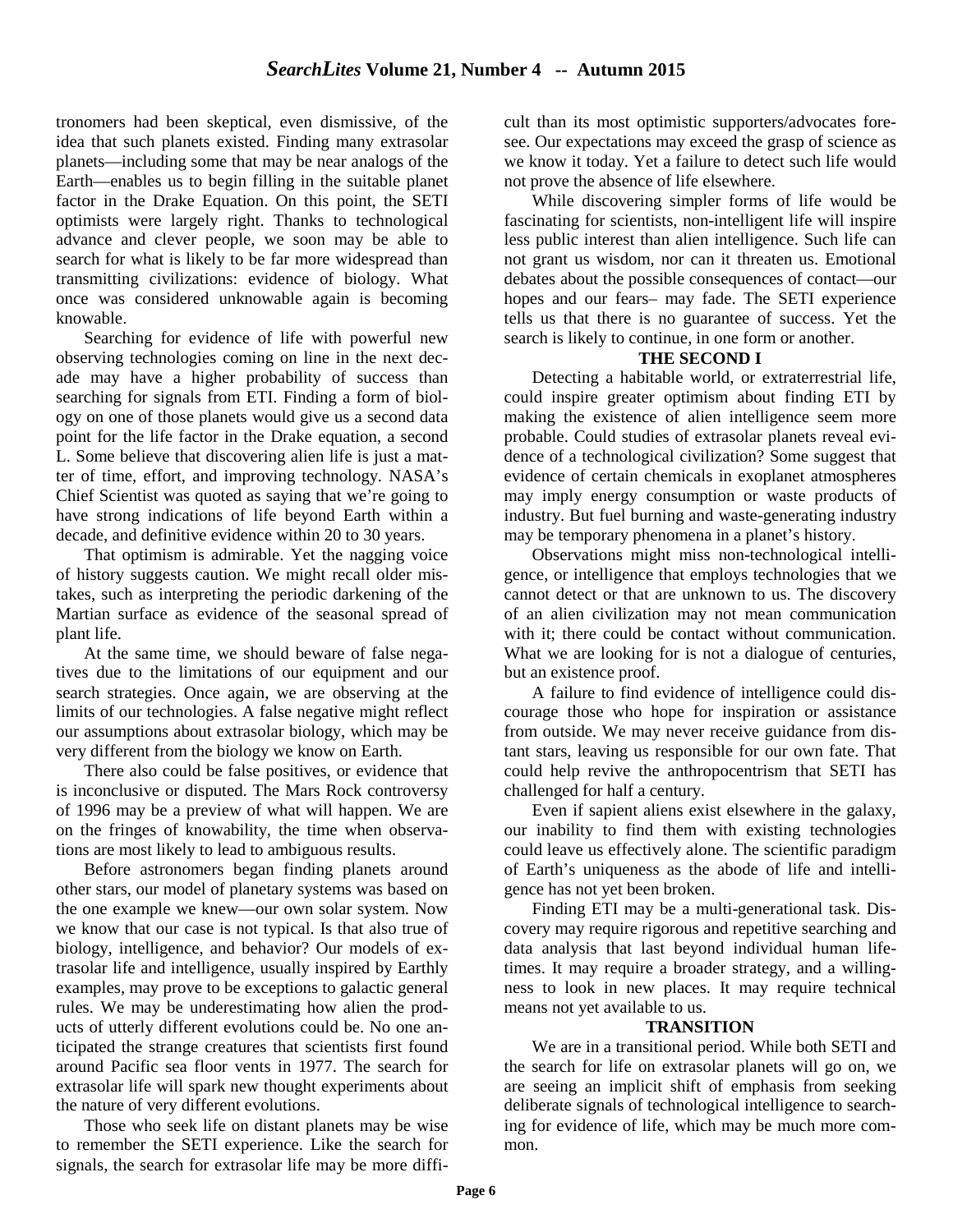tronomers had been skeptical, even dismissive, of the idea that such planets existed. Finding many extrasolar planets—including some that may be near analogs of the Earth—enables us to begin filling in the suitable planet factor in the Drake Equation. On this point, the SETI optimists were largely right. Thanks to technological advance and clever people, we soon may be able to search for what is likely to be far more widespread than transmitting civilizations: evidence of biology. What once was considered unknowable again is becoming knowable.

Searching for evidence of life with powerful new observing technologies coming on line in the next decade may have a higher probability of success than searching for signals from ETI. Finding a form of biology on one of those planets would give us a second data point for the life factor in the Drake equation, a second L. Some believe that discovering alien life is just a matter of time, effort, and improving technology. NASA's Chief Scientist was quoted as saying that we're going to have strong indications of life beyond Earth within a decade, and definitive evidence within 20 to 30 years.

That optimism is admirable. Yet the nagging voice of history suggests caution. We might recall older mistakes, such as interpreting the periodic darkening of the Martian surface as evidence of the seasonal spread of plant life.

At the same time, we should beware of false negatives due to the limitations of our equipment and our search strategies. Once again, we are observing at the limits of our technologies. A false negative might reflect our assumptions about extrasolar biology, which may be very different from the biology we know on Earth.

There also could be false positives, or evidence that is inconclusive or disputed. The Mars Rock controversy of 1996 may be a preview of what will happen. We are on the fringes of knowability, the time when observations are most likely to lead to ambiguous results.

Before astronomers began finding planets around other stars, our model of planetary systems was based on the one example we knew—our own solar system. Now we know that our case is not typical. Is that also true of biology, intelligence, and behavior? Our models of extrasolar life and intelligence, usually inspired by Earthly examples, may prove to be exceptions to galactic general rules. We may be underestimating how alien the products of utterly different evolutions could be. No one anticipated the strange creatures that scientists first found around Pacific sea floor vents in 1977. The search for extrasolar life will spark new thought experiments about the nature of very different evolutions.

Those who seek life on distant planets may be wise to remember the SETI experience. Like the search for signals, the search for extrasolar life may be more difficult than its most optimistic supporters/advocates foresee. Our expectations may exceed the grasp of science as we know it today. Yet a failure to detect such life would not prove the absence of life elsewhere.

While discovering simpler forms of life would be fascinating for scientists, non-intelligent life will inspire less public interest than alien intelligence. Such life can not grant us wisdom, nor can it threaten us. Emotional debates about the possible consequences of contact—our hopes and our fears– may fade. The SETI experience tells us that there is no guarantee of success. Yet the search is likely to continue, in one form or another.

**THE SECOND I**

Detecting a habitable world, or extraterrestrial life, could inspire greater optimism about finding ETI by making the existence of alien intelligence seem more probable. Could studies of extrasolar planets reveal evidence of a technological civilization? Some suggest that evidence of certain chemicals in exoplanet atmospheres may imply energy consumption or waste products of industry. But fuel burning and waste-generating industry may be temporary phenomena in a planet's history.

Observations might miss non-technological intelligence, or intelligence that employs technologies that we cannot detect or that are unknown to us. The discovery of an alien civilization may not mean communication with it; there could be contact without communication. What we are looking for is not a dialogue of centuries, but an existence proof.

A failure to find evidence of intelligence could discourage those who hope for inspiration or assistance from outside. We may never receive guidance from distant stars, leaving us responsible for our own fate. That could help revive the anthropocentrism that SETI has challenged for half a century.

Even if sapient aliens exist elsewhere in the galaxy, our inability to find them with existing technologies could leave us effectively alone. The scientific paradigm of Earth's uniqueness as the abode of life and intelligence has not yet been broken.

Finding ETI may be a multi-generational task. Discovery may require rigorous and repetitive searching and data analysis that last beyond individual human lifetimes. It may require a broader strategy, and a willingness to look in new places. It may require technical means not yet available to us.

**TRANSITION**

We are in a transitional period. While both SETI and the search for life on extrasolar planets will go on, we are seeing an implicit shift of emphasis from seeking deliberate signals of technological intelligence to searching for evidence of life, which may be much more common.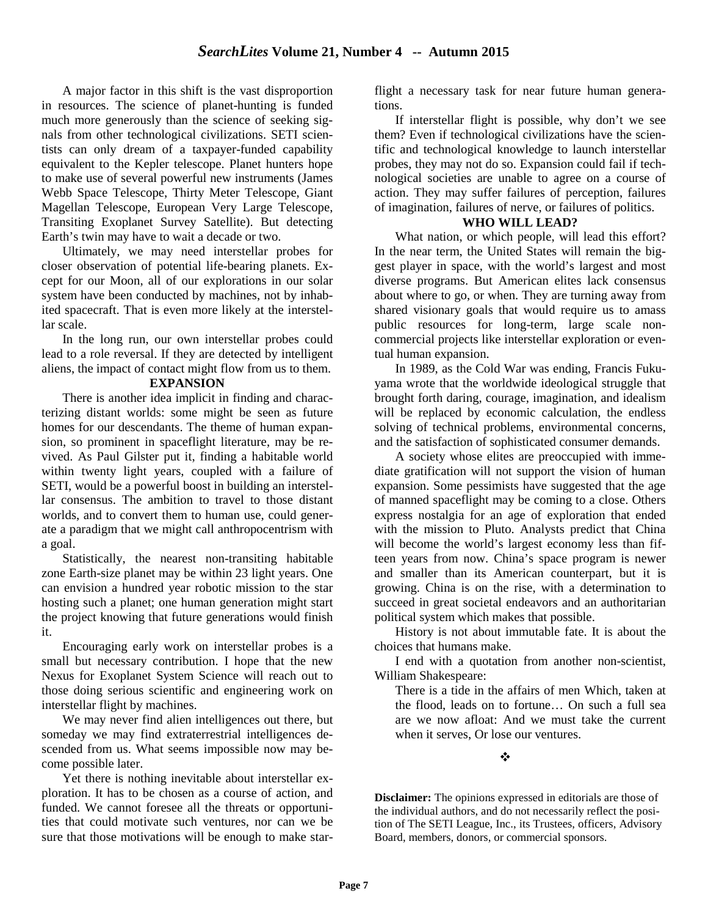A major factor in this shift is the vast disproportion in resources. The science of planet-hunting is funded much more generously than the science of seeking signals from other technological civilizations. SETI scientists can only dream of a taxpayer-funded capability equivalent to the Kepler telescope. Planet hunters hope to make use of several powerful new instruments (James Webb Space Telescope, Thirty Meter Telescope, Giant Magellan Telescope, European Very Large Telescope, Transiting Exoplanet Survey Satellite). But detecting Earth's twin may have to wait a decade or two.

Ultimately, we may need interstellar probes for closer observation of potential life-bearing planets. Except for our Moon, all of our explorations in our solar system have been conducted by machines, not by inhabited spacecraft. That is even more likely at the interstellar scale.

In the long run, our own interstellar probes could lead to a role reversal. If they are detected by intelligent aliens, the impact of contact might flow from us to them.

### EXPANSION

There is another idea implicit in finding and characterizing distant worlds: some might be seen as future homes for our descendants. The theme of human expansion, so prominent in spaceflight literature, may be revived. As Paul Gilster put it, finding a habitable world within twenty light years, coupled with a failure of SETI, would be a powerful boost in building an interstellar consensus. The ambition to travel to those distant worlds, and to convert them to human use, could generate a paradigm that we might call anthropocentrism with a goal.

Statistically, the nearest non-transiting habitable zone Earth-size planet may be within 23 light years. One can envision a hundred year robotic mission to the star hosting such a planet; one human generation might start the project knowing that future generations would finish it.

Encouraging early work on interstellar probes is a small but necessary contribution. I hope that the new Nexus for Exoplanet System Science will reach out to those doing serious scientific and engineering work on interstellar flight by machines.

We may never find alien intelligences out there, but someday we may find extraterrestrial intelligences descended from us. What seems impossible now may become possible later.

Yet there is nothing inevitable about interstellar exploration. It has to be chosen as a course of action, and funded. We cannot foresee all the threats or opportunities that could motivate such ventures, nor can we be sure that those motivations will be enough to make starflight a necessary task for near future human generations.

If interstellar flight is possible, why don't we see them? Even if technological civilizations have the scientific and technological knowledge to launch interstellar probes, they may not do so. Expansion could fail if technological societies are unable to agree on a course of action. They may suffer failures of perception, failures of imagination, failures of nerve, or failures of politics.

### WHO WILL LEAD?

What nation, or which people, will lead this effort? In the near term, the United States will remain the biggest player in space, with the world's largest and most diverse programs. But American elites lack consensus about where to go, or when. They are turning away from shared visionary goals that would require us to amass public resources for long-term, large scale non-commercial projects like interstellar exploration or eventual human expansion.

In 1989, as the Cold War was ending, Francis Fukuyama wrote that the worldwide ideological struggle that brought forth daring, courage, imagination, and idealism will be replaced by economic calculation, the endless solving of technical problems, environmental concerns, and the satisfaction of sophisticated consumer demands.

A society whose elites are preoccupied with immediate gratification will not support the vision of human expansion. Some pessimists have suggested that the age of manned spaceflight may be coming to a close. Others express nostalgia for an age of exploration that ended with the mission to Pluto. Analysts predict that China will become the world's largest economy less than fifteen years from now. China's space program is newer and smaller than its American counterpart, but it is growing. China is on the rise, with a determination to succeed in great societal endeavors and an authoritarian political system which makes that possible.

History is not about immutable fate. It is about the choices that humans make.

I end with a quotation from another non-scientist, William Shakespeare:

> There is a tide in the affairs of men Which, taken at the flood, leads on to fortune… On such a full sea are we now afloat: And we must take the current when it serves, Or lose our ventures.

❖

**Disclaimer:** The opinions expressed in editorials are those of the individual authors, and do not necessarily reflect the position of The SETI League, Inc., its Trustees, officers, Advisory Board, members, donors, or commercial sponsors.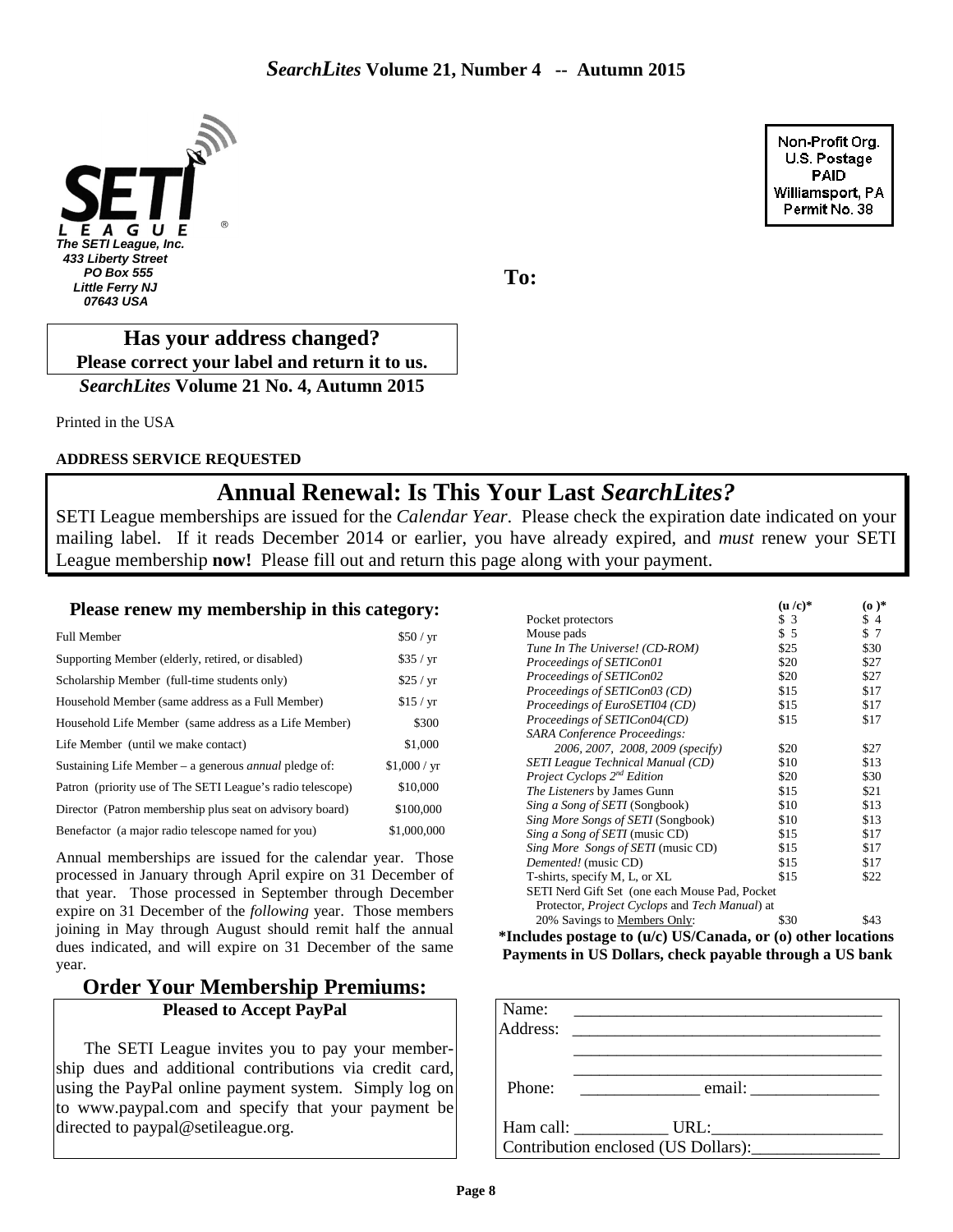*SearchLites* Volume 21, Number 4 -- Autumn 2015

SETI LEAGUE ®

*The SETI League, Inc.*
*433 Liberty Street*
*PO Box 555*
*Little Ferry NJ*
*07643 USA*

Non-Profit Org.
U.S. Postage
PAID
Williamsport, PA
Permit No. 38

**To:**

**Has your address changed?**
**Please correct your label and return it to us.**
***SearchLites* Volume 21 No. 4, Autumn 2015**

Printed in the USA

**ADDRESS SERVICE REQUESTED**

## Annual Renewal: Is This Your Last *SearchLites?*

SETI League memberships are issued for the *Calendar Year*. Please check the expiration date indicated on your mailing label. If it reads December 2014 or earlier, you have already expired, and *must* renew your SETI League membership **now!** Please fill out and return this page along with your payment.

### Please renew my membership in this category:

| | |
|---|---|
| Full Member | \$50 / yr |
| Supporting Member (elderly, retired, or disabled) | \$35 / yr |
| Scholarship Member (full-time students only) | \$25 / yr |
| Household Member (same address as a Full Member) | \$15 / yr |
| Household Life Member (same address as a Life Member) | \$300 |
| Life Member (until we make contact) | \$1,000 |
| Sustaining Life Member – a generous *annual* pledge of: | \$1,000 / yr |
| Patron (priority use of The SETI League's radio telescope) | \$10,000 |
| Director (Patron membership plus seat on advisory board) | \$100,000 |
| Benefactor (a major radio telescope named for you) | \$1,000,000 |

Annual memberships are issued for the calendar year. Those processed in January through April expire on 31 December of that year. Those processed in September through December expire on 31 December of the *following* year. Those members joining in May through August should remit half the annual dues indicated, and will expire on 31 December of the same year.

## Order Your Membership Premiums:

**Pleased to Accept PayPal**

The SETI League invites you to pay your membership dues and additional contributions via credit card, using the PayPal online payment system. Simply log on to www.paypal.com and specify that your payment be directed to paypal@setileague.org.

| | (u /c)* | (o )* |
|---|---|---|
| Pocket protectors | \$ 3 | \$ 4 |
| Mouse pads | \$ 5 | \$ 7 |
| *Tune In The Universe! (CD-ROM)* | \$25 | \$30 |
| *Proceedings of SETICon01* | \$20 | \$27 |
| *Proceedings of SETICon02* | \$20 | \$27 |
| *Proceedings of SETICon03 (CD)* | \$15 | \$17 |
| *Proceedings of EuroSETI04 (CD)* | \$15 | \$17 |
| *Proceedings of SETICon04(CD)* | \$15 | \$17 |
| *SARA Conference Proceedings: 2006, 2007, 2008, 2009 (specify)* | \$20 | \$27 |
| *SETI League Technical Manual (CD)* | \$10 | \$13 |
| *Project Cyclops 2nd Edition* | \$20 | \$30 |
| *The Listeners* by James Gunn | \$15 | \$21 |
| *Sing a Song of SETI* (Songbook) | \$10 | \$13 |
| *Sing More Songs of SETI* (Songbook) | \$10 | \$13 |
| *Sing a Song of SETI* (music CD) | \$15 | \$17 |
| *Sing More Songs of SETI* (music CD) | \$15 | \$17 |
| *Demented!* (music CD) | \$15 | \$17 |
| T-shirts, specify M, L, or XL | \$15 | \$22 |
| SETI Nerd Gift Set (one each Mouse Pad, Pocket Protector, *Project Cyclops* and *Tech Manual*) at 20% Savings to Members Only: | \$30 | \$43 |

**\*Includes postage to (u/c) US/Canada, or (o) other locations**
**Payments in US Dollars, check payable through a US bank**

Name: ____________________________________
Address: ____________________________________
____________________________________
____________________________________
Phone: ______________ email: _______________

Ham call: ___________ URL:____________________
Contribution enclosed (US Dollars):_______________